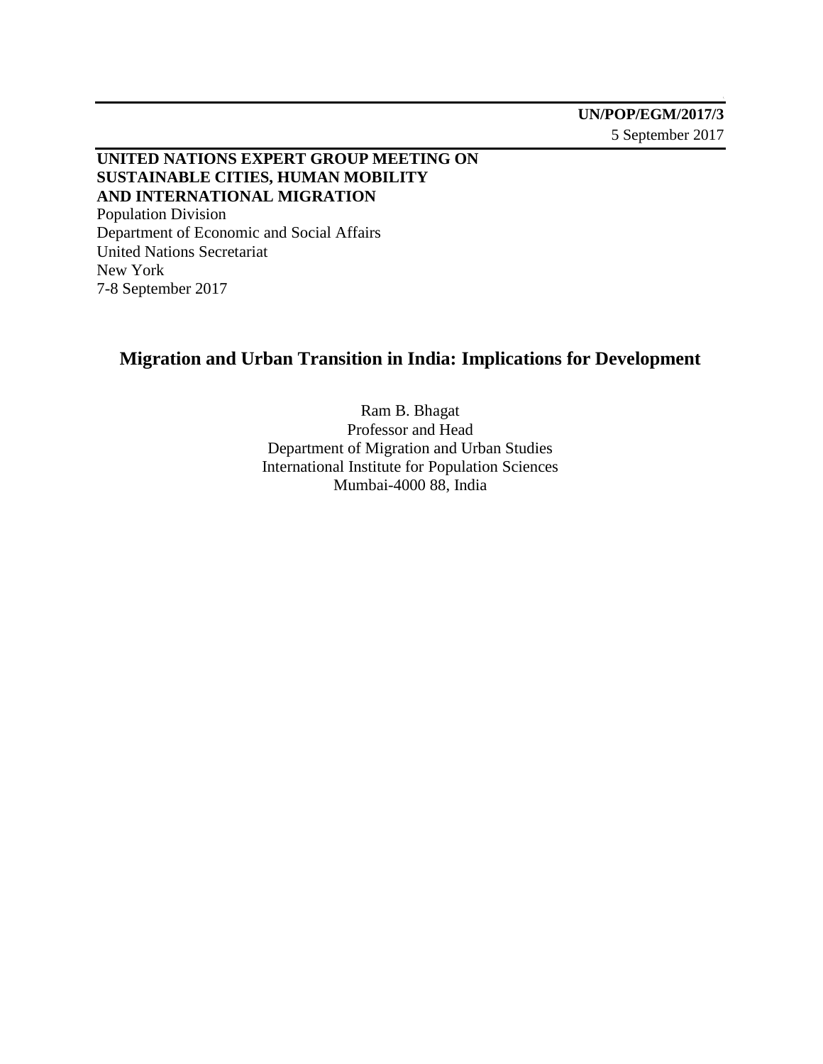**UN/POP/EGM/2017/3**
5 September 2017

**UNITED NATIONS EXPERT GROUP MEETING ON SUSTAINABLE CITIES, HUMAN MOBILITY AND INTERNATIONAL MIGRATION**
Population Division
Department of Economic and Social Affairs
United Nations Secretariat
New York
7-8 September 2017

# Migration and Urban Transition in India: Implications for Development

Ram B. Bhagat
Professor and Head
Department of Migration and Urban Studies
International Institute for Population Sciences
Mumbai-4000 88, India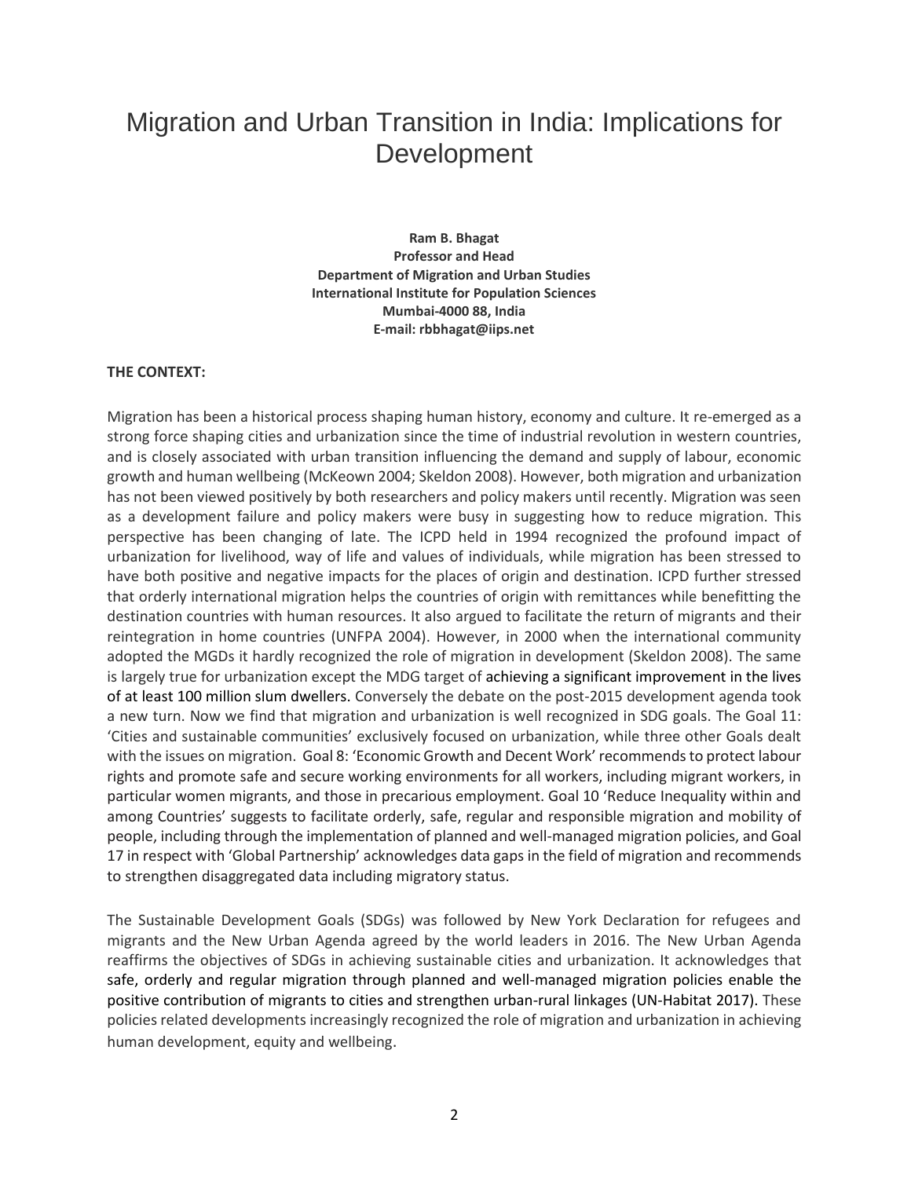# Migration and Urban Transition in India: Implications for Development

**Ram B. Bhagat**
**Professor and Head**
**Department of Migration and Urban Studies**
**International Institute for Population Sciences**
**Mumbai-4000 88, India**
**E-mail: rbbhagat@iips.net**

**THE CONTEXT:**

Migration has been a historical process shaping human history, economy and culture. It re-emerged as a strong force shaping cities and urbanization since the time of industrial revolution in western countries, and is closely associated with urban transition influencing the demand and supply of labour, economic growth and human wellbeing (McKeown 2004; Skeldon 2008). However, both migration and urbanization has not been viewed positively by both researchers and policy makers until recently. Migration was seen as a development failure and policy makers were busy in suggesting how to reduce migration. This perspective has been changing of late. The ICPD held in 1994 recognized the profound impact of urbanization for livelihood, way of life and values of individuals, while migration has been stressed to have both positive and negative impacts for the places of origin and destination. ICPD further stressed that orderly international migration helps the countries of origin with remittances while benefitting the destination countries with human resources. It also argued to facilitate the return of migrants and their reintegration in home countries (UNFPA 2004). However, in 2000 when the international community adopted the MGDs it hardly recognized the role of migration in development (Skeldon 2008). The same is largely true for urbanization except the MDG target of achieving a significant improvement in the lives of at least 100 million slum dwellers. Conversely the debate on the post-2015 development agenda took a new turn. Now we find that migration and urbanization is well recognized in SDG goals. The Goal 11: 'Cities and sustainable communities' exclusively focused on urbanization, while three other Goals dealt with the issues on migration. Goal 8: 'Economic Growth and Decent Work' recommends to protect labour rights and promote safe and secure working environments for all workers, including migrant workers, in particular women migrants, and those in precarious employment. Goal 10 'Reduce Inequality within and among Countries' suggests to facilitate orderly, safe, regular and responsible migration and mobility of people, including through the implementation of planned and well-managed migration policies, and Goal 17 in respect with 'Global Partnership' acknowledges data gaps in the field of migration and recommends to strengthen disaggregated data including migratory status.

The Sustainable Development Goals (SDGs) was followed by New York Declaration for refugees and migrants and the New Urban Agenda agreed by the world leaders in 2016. The New Urban Agenda reaffirms the objectives of SDGs in achieving sustainable cities and urbanization. It acknowledges that safe, orderly and regular migration through planned and well-managed migration policies enable the positive contribution of migrants to cities and strengthen urban-rural linkages (UN-Habitat 2017). These policies related developments increasingly recognized the role of migration and urbanization in achieving human development, equity and wellbeing.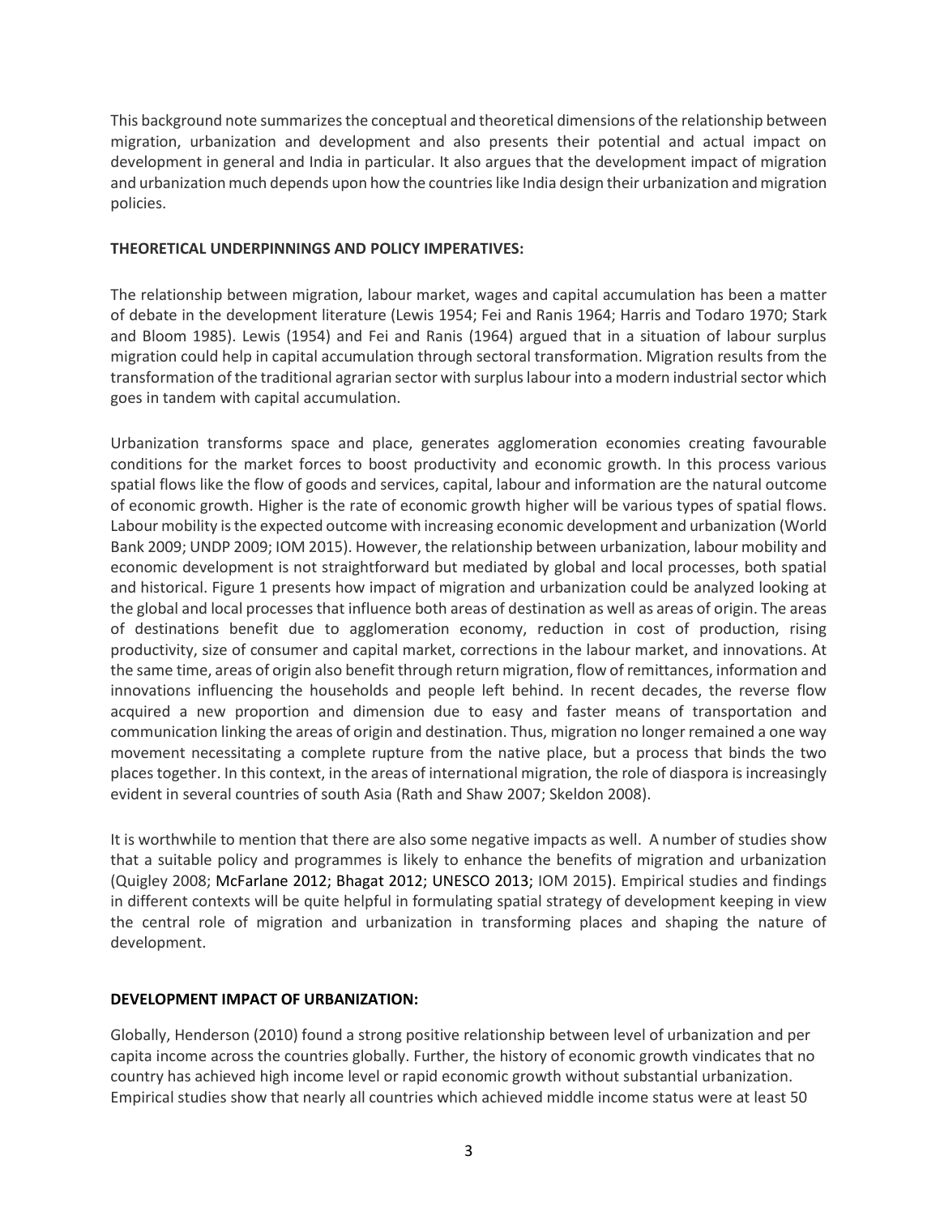This background note summarizes the conceptual and theoretical dimensions of the relationship between migration, urbanization and development and also presents their potential and actual impact on development in general and India in particular. It also argues that the development impact of migration and urbanization much depends upon how the countries like India design their urbanization and migration policies.

**THEORETICAL UNDERPINNINGS AND POLICY IMPERATIVES:**

The relationship between migration, labour market, wages and capital accumulation has been a matter of debate in the development literature (Lewis 1954; Fei and Ranis 1964; Harris and Todaro 1970; Stark and Bloom 1985). Lewis (1954) and Fei and Ranis (1964) argued that in a situation of labour surplus migration could help in capital accumulation through sectoral transformation. Migration results from the transformation of the traditional agrarian sector with surplus labour into a modern industrial sector which goes in tandem with capital accumulation.

Urbanization transforms space and place, generates agglomeration economies creating favourable conditions for the market forces to boost productivity and economic growth. In this process various spatial flows like the flow of goods and services, capital, labour and information are the natural outcome of economic growth. Higher is the rate of economic growth higher will be various types of spatial flows. Labour mobility is the expected outcome with increasing economic development and urbanization (World Bank 2009; UNDP 2009; IOM 2015). However, the relationship between urbanization, labour mobility and economic development is not straightforward but mediated by global and local processes, both spatial and historical. Figure 1 presents how impact of migration and urbanization could be analyzed looking at the global and local processes that influence both areas of destination as well as areas of origin. The areas of destinations benefit due to agglomeration economy, reduction in cost of production, rising productivity, size of consumer and capital market, corrections in the labour market, and innovations. At the same time, areas of origin also benefit through return migration, flow of remittances, information and innovations influencing the households and people left behind. In recent decades, the reverse flow acquired a new proportion and dimension due to easy and faster means of transportation and communication linking the areas of origin and destination. Thus, migration no longer remained a one way movement necessitating a complete rupture from the native place, but a process that binds the two places together. In this context, in the areas of international migration, the role of diaspora is increasingly evident in several countries of south Asia (Rath and Shaw 2007; Skeldon 2008).

It is worthwhile to mention that there are also some negative impacts as well. A number of studies show that a suitable policy and programmes is likely to enhance the benefits of migration and urbanization (Quigley 2008; McFarlane 2012; Bhagat 2012; UNESCO 2013; IOM 2015). Empirical studies and findings in different contexts will be quite helpful in formulating spatial strategy of development keeping in view the central role of migration and urbanization in transforming places and shaping the nature of development.

**DEVELOPMENT IMPACT OF URBANIZATION:**

Globally, Henderson (2010) found a strong positive relationship between level of urbanization and per capita income across the countries globally. Further, the history of economic growth vindicates that no country has achieved high income level or rapid economic growth without substantial urbanization. Empirical studies show that nearly all countries which achieved middle income status were at least 50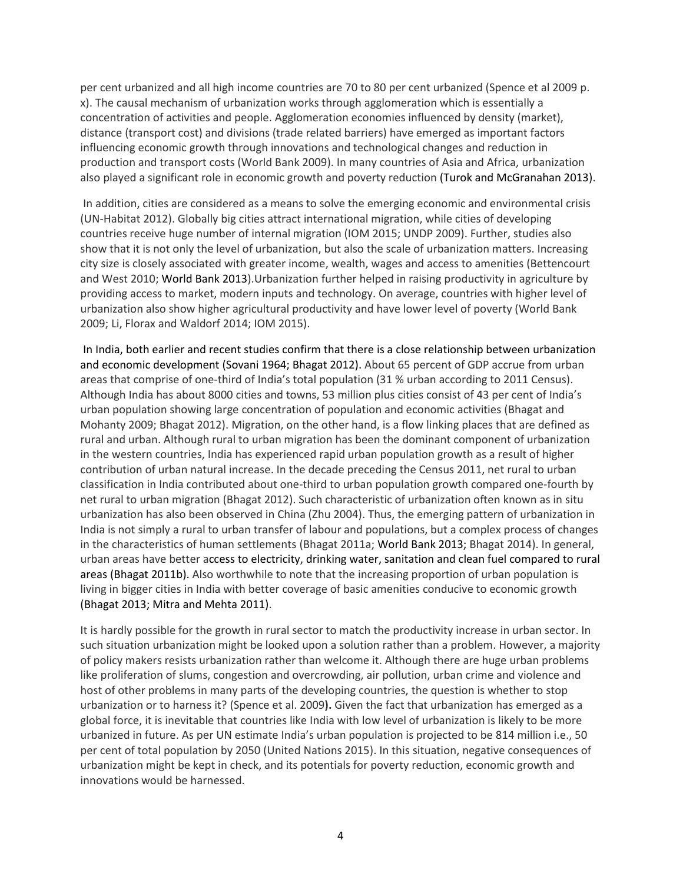per cent urbanized and all high income countries are 70 to 80 per cent urbanized (Spence et al 2009 p. x). The causal mechanism of urbanization works through agglomeration which is essentially a concentration of activities and people. Agglomeration economies influenced by density (market), distance (transport cost) and divisions (trade related barriers) have emerged as important factors influencing economic growth through innovations and technological changes and reduction in production and transport costs (World Bank 2009). In many countries of Asia and Africa, urbanization also played a significant role in economic growth and poverty reduction (Turok and McGranahan 2013).

In addition, cities are considered as a means to solve the emerging economic and environmental crisis (UN-Habitat 2012). Globally big cities attract international migration, while cities of developing countries receive huge number of internal migration (IOM 2015; UNDP 2009). Further, studies also show that it is not only the level of urbanization, but also the scale of urbanization matters. Increasing city size is closely associated with greater income, wealth, wages and access to amenities (Bettencourt and West 2010; World Bank 2013).Urbanization further helped in raising productivity in agriculture by providing access to market, modern inputs and technology. On average, countries with higher level of urbanization also show higher agricultural productivity and have lower level of poverty (World Bank 2009; Li, Florax and Waldorf 2014; IOM 2015).

In India, both earlier and recent studies confirm that there is a close relationship between urbanization and economic development (Sovani 1964; Bhagat 2012). About 65 percent of GDP accrue from urban areas that comprise of one-third of India's total population (31 % urban according to 2011 Census). Although India has about 8000 cities and towns, 53 million plus cities consist of 43 per cent of India's urban population showing large concentration of population and economic activities (Bhagat and Mohanty 2009; Bhagat 2012). Migration, on the other hand, is a flow linking places that are defined as rural and urban. Although rural to urban migration has been the dominant component of urbanization in the western countries, India has experienced rapid urban population growth as a result of higher contribution of urban natural increase. In the decade preceding the Census 2011, net rural to urban classification in India contributed about one-third to urban population growth compared one-fourth by net rural to urban migration (Bhagat 2012). Such characteristic of urbanization often known as in situ urbanization has also been observed in China (Zhu 2004). Thus, the emerging pattern of urbanization in India is not simply a rural to urban transfer of labour and populations, but a complex process of changes in the characteristics of human settlements (Bhagat 2011a; World Bank 2013; Bhagat 2014). In general, urban areas have better access to electricity, drinking water, sanitation and clean fuel compared to rural areas (Bhagat 2011b). Also worthwhile to note that the increasing proportion of urban population is living in bigger cities in India with better coverage of basic amenities conducive to economic growth (Bhagat 2013; Mitra and Mehta 2011).

It is hardly possible for the growth in rural sector to match the productivity increase in urban sector. In such situation urbanization might be looked upon a solution rather than a problem. However, a majority of policy makers resists urbanization rather than welcome it. Although there are huge urban problems like proliferation of slums, congestion and overcrowding, air pollution, urban crime and violence and host of other problems in many parts of the developing countries, the question is whether to stop urbanization or to harness it? (Spence et al. 2009**).** Given the fact that urbanization has emerged as a global force, it is inevitable that countries like India with low level of urbanization is likely to be more urbanized in future. As per UN estimate India's urban population is projected to be 814 million i.e., 50 per cent of total population by 2050 (United Nations 2015). In this situation, negative consequences of urbanization might be kept in check, and its potentials for poverty reduction, economic growth and innovations would be harnessed.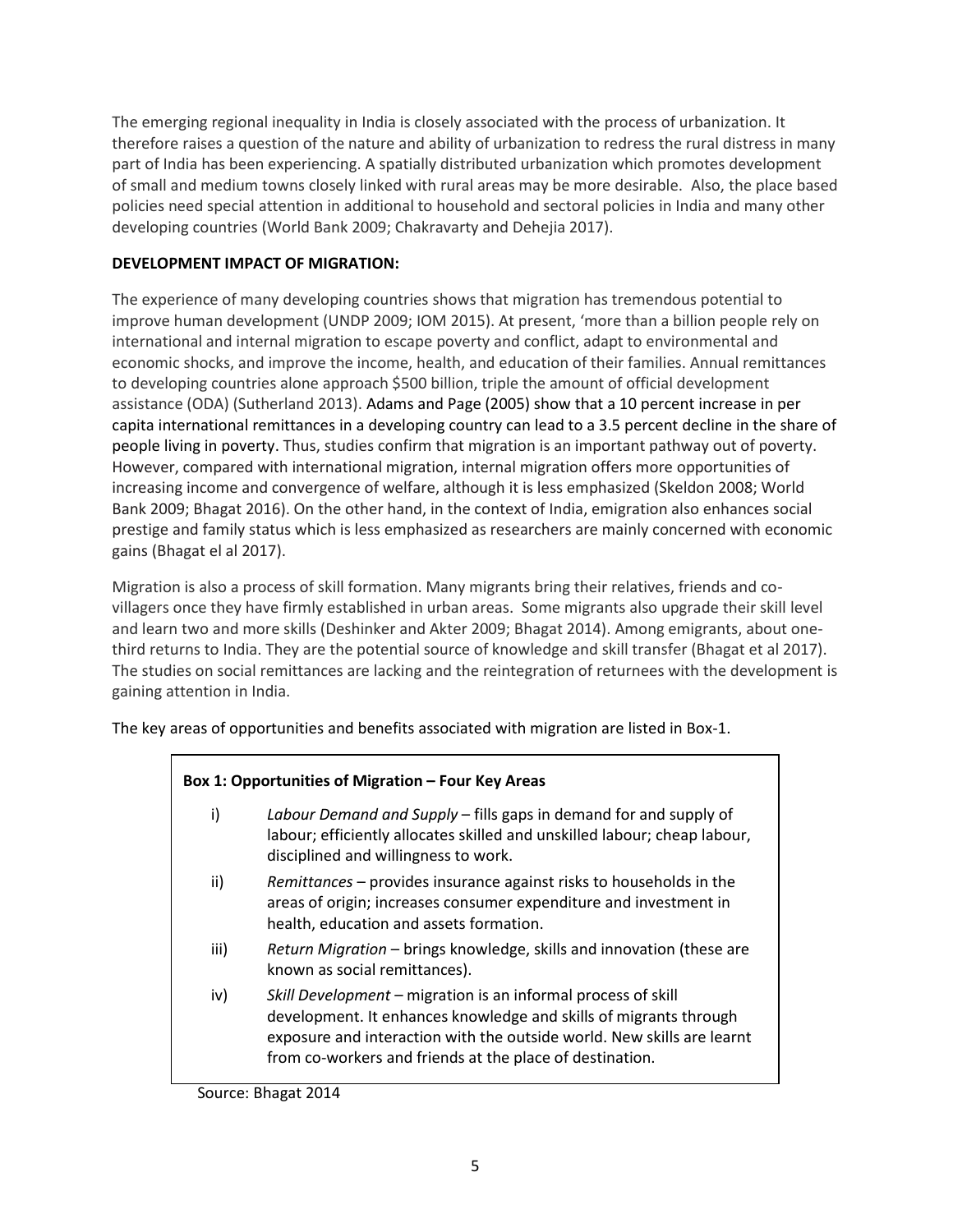The emerging regional inequality in India is closely associated with the process of urbanization. It therefore raises a question of the nature and ability of urbanization to redress the rural distress in many part of India has been experiencing. A spatially distributed urbanization which promotes development of small and medium towns closely linked with rural areas may be more desirable. Also, the place based policies need special attention in additional to household and sectoral policies in India and many other developing countries (World Bank 2009; Chakravarty and Dehejia 2017).

**DEVELOPMENT IMPACT OF MIGRATION:**

The experience of many developing countries shows that migration has tremendous potential to improve human development (UNDP 2009; IOM 2015). At present, 'more than a billion people rely on international and internal migration to escape poverty and conflict, adapt to environmental and economic shocks, and improve the income, health, and education of their families. Annual remittances to developing countries alone approach $500 billion, triple the amount of official development assistance (ODA) (Sutherland 2013). Adams and Page (2005) show that a 10 percent increase in per capita international remittances in a developing country can lead to a 3.5 percent decline in the share of people living in poverty. Thus, studies confirm that migration is an important pathway out of poverty. However, compared with international migration, internal migration offers more opportunities of increasing income and convergence of welfare, although it is less emphasized (Skeldon 2008; World Bank 2009; Bhagat 2016). On the other hand, in the context of India, emigration also enhances social prestige and family status which is less emphasized as researchers are mainly concerned with economic gains (Bhagat el al 2017).

Migration is also a process of skill formation. Many migrants bring their relatives, friends and co-villagers once they have firmly established in urban areas. Some migrants also upgrade their skill level and learn two and more skills (Deshinker and Akter 2009; Bhagat 2014). Among emigrants, about one-third returns to India. They are the potential source of knowledge and skill transfer (Bhagat et al 2017). The studies on social remittances are lacking and the reintegration of returnees with the development is gaining attention in India.

The key areas of opportunities and benefits associated with migration are listed in Box-1.

**Box 1: Opportunities of Migration – Four Key Areas**

i) *Labour Demand and Supply* – fills gaps in demand for and supply of labour; efficiently allocates skilled and unskilled labour; cheap labour, disciplined and willingness to work.

ii) *Remittances* – provides insurance against risks to households in the areas of origin; increases consumer expenditure and investment in health, education and assets formation.

iii) *Return Migration* – brings knowledge, skills and innovation (these are known as social remittances).

iv) *Skill Development* – migration is an informal process of skill development. It enhances knowledge and skills of migrants through exposure and interaction with the outside world. New skills are learnt from co-workers and friends at the place of destination.

Source: Bhagat 2014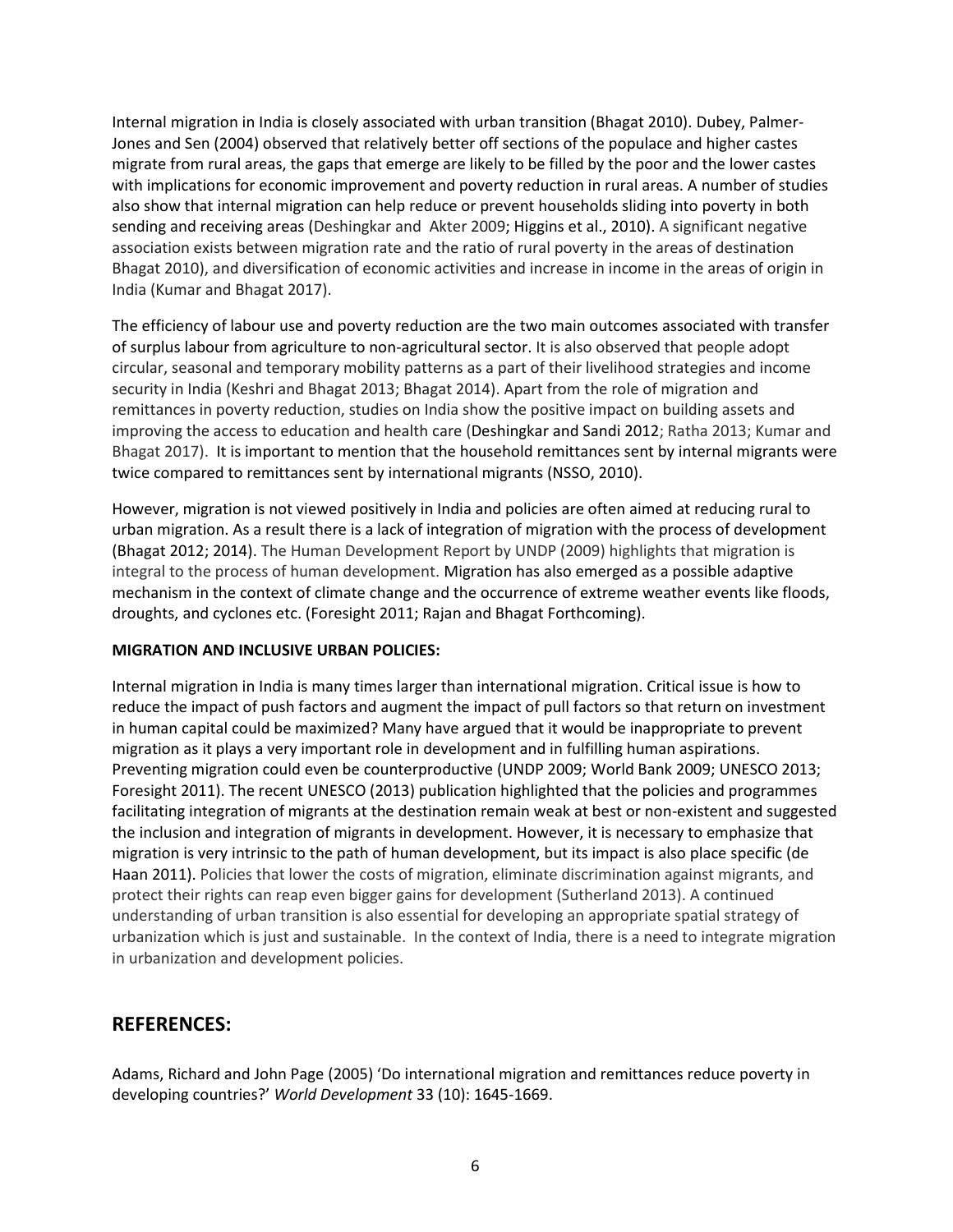Internal migration in India is closely associated with urban transition (Bhagat 2010). Dubey, Palmer-Jones and Sen (2004) observed that relatively better off sections of the populace and higher castes migrate from rural areas, the gaps that emerge are likely to be filled by the poor and the lower castes with implications for economic improvement and poverty reduction in rural areas. A number of studies also show that internal migration can help reduce or prevent households sliding into poverty in both sending and receiving areas (Deshingkar and Akter 2009; Higgins et al., 2010). A significant negative association exists between migration rate and the ratio of rural poverty in the areas of destination Bhagat 2010), and diversification of economic activities and increase in income in the areas of origin in India (Kumar and Bhagat 2017).

The efficiency of labour use and poverty reduction are the two main outcomes associated with transfer of surplus labour from agriculture to non-agricultural sector. It is also observed that people adopt circular, seasonal and temporary mobility patterns as a part of their livelihood strategies and income security in India (Keshri and Bhagat 2013; Bhagat 2014). Apart from the role of migration and remittances in poverty reduction, studies on India show the positive impact on building assets and improving the access to education and health care (Deshingkar and Sandi 2012; Ratha 2013; Kumar and Bhagat 2017). It is important to mention that the household remittances sent by internal migrants were twice compared to remittances sent by international migrants (NSSO, 2010).

However, migration is not viewed positively in India and policies are often aimed at reducing rural to urban migration. As a result there is a lack of integration of migration with the process of development (Bhagat 2012; 2014). The Human Development Report by UNDP (2009) highlights that migration is integral to the process of human development. Migration has also emerged as a possible adaptive mechanism in the context of climate change and the occurrence of extreme weather events like floods, droughts, and cyclones etc. (Foresight 2011; Rajan and Bhagat Forthcoming).

**MIGRATION AND INCLUSIVE URBAN POLICIES:**

Internal migration in India is many times larger than international migration. Critical issue is how to reduce the impact of push factors and augment the impact of pull factors so that return on investment in human capital could be maximized? Many have argued that it would be inappropriate to prevent migration as it plays a very important role in development and in fulfilling human aspirations. Preventing migration could even be counterproductive (UNDP 2009; World Bank 2009; UNESCO 2013; Foresight 2011). The recent UNESCO (2013) publication highlighted that the policies and programmes facilitating integration of migrants at the destination remain weak at best or non-existent and suggested the inclusion and integration of migrants in development. However, it is necessary to emphasize that migration is very intrinsic to the path of human development, but its impact is also place specific (de Haan 2011). Policies that lower the costs of migration, eliminate discrimination against migrants, and protect their rights can reap even bigger gains for development (Sutherland 2013). A continued understanding of urban transition is also essential for developing an appropriate spatial strategy of urbanization which is just and sustainable. In the context of India, there is a need to integrate migration in urbanization and development policies.

## REFERENCES:

Adams, Richard and John Page (2005) 'Do international migration and remittances reduce poverty in developing countries?' *World Development* 33 (10): 1645-1669.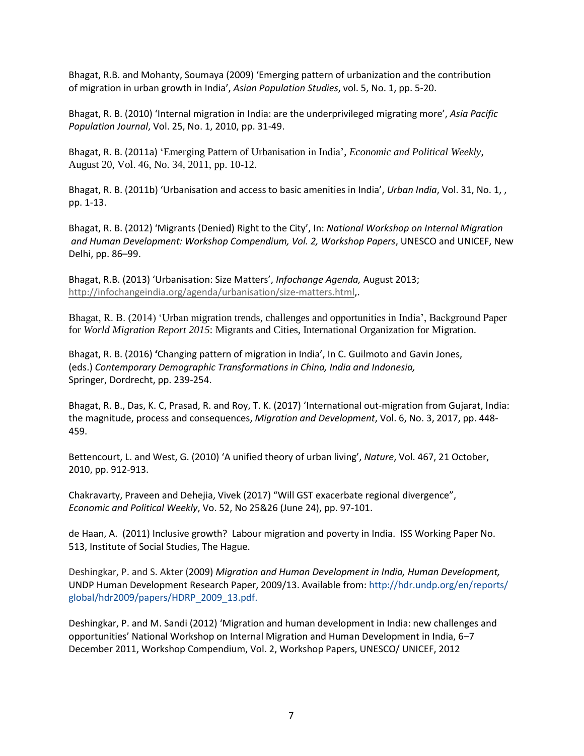Bhagat, R.B. and Mohanty, Soumaya (2009) 'Emerging pattern of urbanization and the contribution of migration in urban growth in India', *Asian Population Studies*, vol. 5, No. 1, pp. 5-20.

Bhagat, R. B. (2010) 'Internal migration in India: are the underprivileged migrating more', *Asia Pacific Population Journal*, Vol. 25, No. 1, 2010, pp. 31-49.

Bhagat, R. B. (2011a) 'Emerging Pattern of Urbanisation in India', *Economic and Political Weekly*, August 20, Vol. 46, No. 34, 2011, pp. 10-12.

Bhagat, R. B. (2011b) 'Urbanisation and access to basic amenities in India', *Urban India*, Vol. 31, No. 1, , pp. 1-13.

Bhagat, R. B. (2012) 'Migrants (Denied) Right to the City', In: *National Workshop on Internal Migration and Human Development: Workshop Compendium, Vol. 2, Workshop Papers*, UNESCO and UNICEF, New Delhi, pp. 86–99.

Bhagat, R.B. (2013) 'Urbanisation: Size Matters', *Infochange Agenda,* August 2013; http://infochangeindia.org/agenda/urbanisation/size-matters.html,.

Bhagat, R. B. (2014) 'Urban migration trends, challenges and opportunities in India', Background Paper for *World Migration Report 2015*: Migrants and Cities, International Organization for Migration.

Bhagat, R. B. (2016) **'**Changing pattern of migration in India', In C. Guilmoto and Gavin Jones, (eds.) *Contemporary Demographic Transformations in China, India and Indonesia,* Springer, Dordrecht, pp. 239-254.

Bhagat, R. B., Das, K. C, Prasad, R. and Roy, T. K. (2017) 'International out-migration from Gujarat, India: the magnitude, process and consequences, *Migration and Development*, Vol. 6, No. 3, 2017, pp. 448-459.

Bettencourt, L. and West, G. (2010) 'A unified theory of urban living', *Nature*, Vol. 467, 21 October, 2010, pp. 912-913.

Chakravarty, Praveen and Dehejia, Vivek (2017) "Will GST exacerbate regional divergence", *Economic and Political Weekly*, Vo. 52, No 25&26 (June 24), pp. 97-101.

de Haan, A. (2011) Inclusive growth? Labour migration and poverty in India. ISS Working Paper No. 513, Institute of Social Studies, The Hague.

Deshingkar, P. and S. Akter (2009) *Migration and Human Development in India, Human Development,* UNDP Human Development Research Paper, 2009/13. Available from: http://hdr.undp.org/en/reports/global/hdr2009/papers/HDRP_2009_13.pdf.

Deshingkar, P. and M. Sandi (2012) 'Migration and human development in India: new challenges and opportunities' National Workshop on Internal Migration and Human Development in India, 6–7 December 2011, Workshop Compendium, Vol. 2, Workshop Papers, UNESCO/ UNICEF, 2012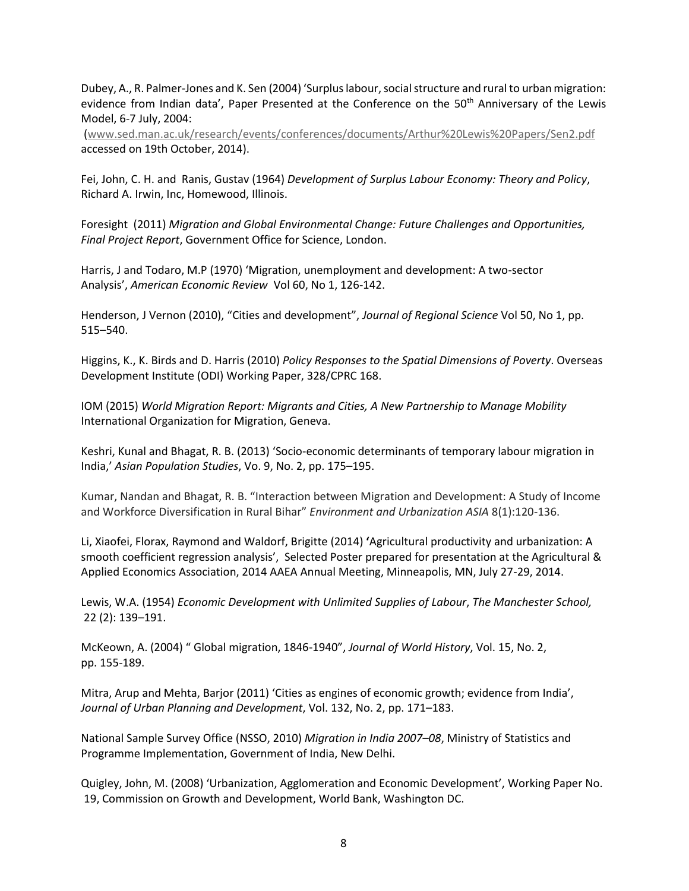Dubey, A., R. Palmer-Jones and K. Sen (2004) 'Surplus labour, social structure and rural to urban migration: evidence from Indian data', Paper Presented at the Conference on the 50th Anniversary of the Lewis Model, 6-7 July, 2004:
(www.sed.man.ac.uk/research/events/conferences/documents/Arthur%20Lewis%20Papers/Sen2.pdf accessed on 19th October, 2014).

Fei, John, C. H. and Ranis, Gustav (1964) *Development of Surplus Labour Economy: Theory and Policy*, Richard A. Irwin, Inc, Homewood, Illinois.

Foresight (2011) *Migration and Global Environmental Change: Future Challenges and Opportunities, Final Project Report*, Government Office for Science, London.

Harris, J and Todaro, M.P (1970) 'Migration, unemployment and development: A two-sector Analysis', *American Economic Review* Vol 60, No 1, 126-142.

Henderson, J Vernon (2010), "Cities and development", *Journal of Regional Science* Vol 50, No 1, pp. 515–540.

Higgins, K., K. Birds and D. Harris (2010) *Policy Responses to the Spatial Dimensions of Poverty*. Overseas Development Institute (ODI) Working Paper, 328/CPRC 168.

IOM (2015) *World Migration Report: Migrants and Cities, A New Partnership to Manage Mobility* International Organization for Migration, Geneva.

Keshri, Kunal and Bhagat, R. B. (2013) 'Socio-economic determinants of temporary labour migration in India,' *Asian Population Studies*, Vo. 9, No. 2, pp. 175–195.

Kumar, Nandan and Bhagat, R. B. "Interaction between Migration and Development: A Study of Income and Workforce Diversification in Rural Bihar" *Environment and Urbanization ASIA* 8(1):120-136.

Li, Xiaofei, Florax, Raymond and Waldorf, Brigitte (2014) **'**Agricultural productivity and urbanization: A smooth coefficient regression analysis', Selected Poster prepared for presentation at the Agricultural & Applied Economics Association, 2014 AAEA Annual Meeting, Minneapolis, MN, July 27-29, 2014.

Lewis, W.A. (1954) *Economic Development with Unlimited Supplies of Labour*, *The Manchester School,* 22 (2): 139–191.

McKeown, A. (2004) " Global migration, 1846-1940", *Journal of World History*, Vol. 15, No. 2, pp. 155-189.

Mitra, Arup and Mehta, Barjor (2011) 'Cities as engines of economic growth; evidence from India', *Journal of Urban Planning and Development*, Vol. 132, No. 2, pp. 171–183.

National Sample Survey Office (NSSO, 2010) *Migration in India 2007–08*, Ministry of Statistics and Programme Implementation, Government of India, New Delhi.

Quigley, John, M. (2008) 'Urbanization, Agglomeration and Economic Development', Working Paper No. 19, Commission on Growth and Development, World Bank, Washington DC.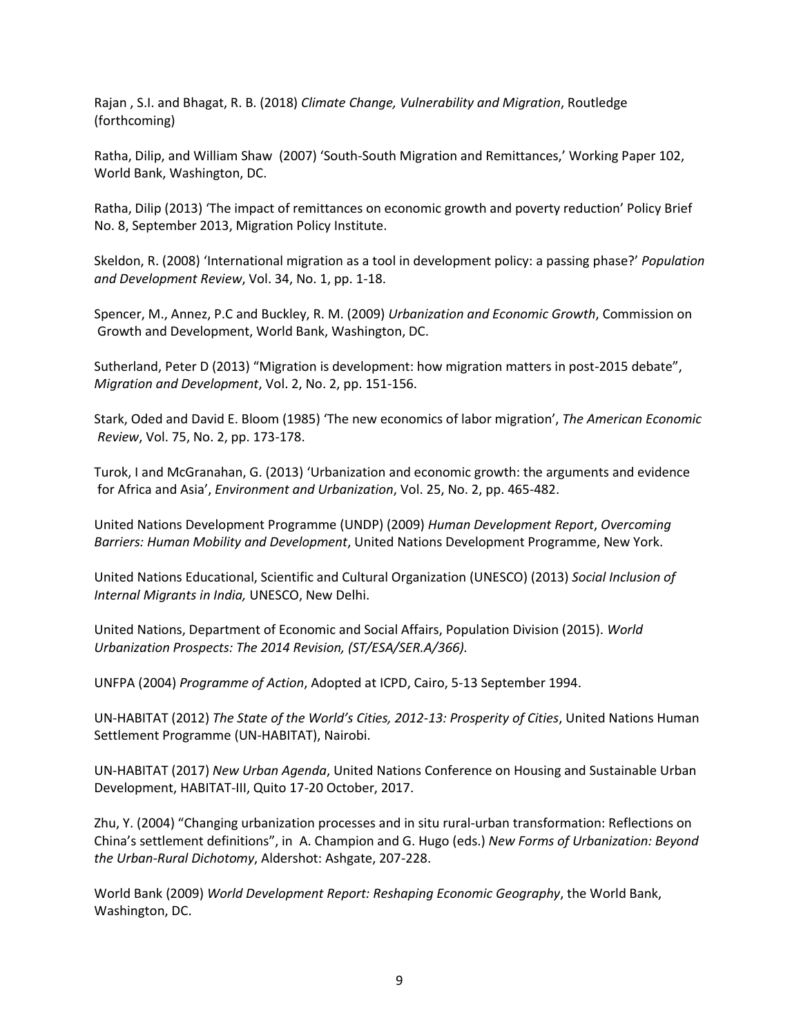Rajan , S.I. and Bhagat, R. B. (2018) *Climate Change, Vulnerability and Migration*, Routledge (forthcoming)

Ratha, Dilip, and William Shaw (2007) 'South-South Migration and Remittances,' Working Paper 102, World Bank, Washington, DC.

Ratha, Dilip (2013) 'The impact of remittances on economic growth and poverty reduction' Policy Brief No. 8, September 2013, Migration Policy Institute.

Skeldon, R. (2008) 'International migration as a tool in development policy: a passing phase?' *Population and Development Review*, Vol. 34, No. 1, pp. 1-18.

Spencer, M., Annez, P.C and Buckley, R. M. (2009) *Urbanization and Economic Growth*, Commission on Growth and Development, World Bank, Washington, DC.

Sutherland, Peter D (2013) "Migration is development: how migration matters in post-2015 debate", *Migration and Development*, Vol. 2, No. 2, pp. 151-156.

Stark, Oded and David E. Bloom (1985) 'The new economics of labor migration', *The American Economic Review*, Vol. 75, No. 2, pp. 173-178.

Turok, I and McGranahan, G. (2013) 'Urbanization and economic growth: the arguments and evidence for Africa and Asia', *Environment and Urbanization*, Vol. 25, No. 2, pp. 465-482.

United Nations Development Programme (UNDP) (2009) *Human Development Report*, *Overcoming Barriers: Human Mobility and Development*, United Nations Development Programme, New York.

United Nations Educational, Scientific and Cultural Organization (UNESCO) (2013) *Social Inclusion of Internal Migrants in India,* UNESCO, New Delhi.

United Nations, Department of Economic and Social Affairs, Population Division (2015). *World Urbanization Prospects: The 2014 Revision, (ST/ESA/SER.A/366).*

UNFPA (2004) *Programme of Action*, Adopted at ICPD, Cairo, 5-13 September 1994.

UN-HABITAT (2012) *The State of the World's Cities, 2012-13: Prosperity of Cities*, United Nations Human Settlement Programme (UN-HABITAT), Nairobi.

UN-HABITAT (2017) *New Urban Agenda*, United Nations Conference on Housing and Sustainable Urban Development, HABITAT-III, Quito 17-20 October, 2017.

Zhu, Y. (2004) "Changing urbanization processes and in situ rural-urban transformation: Reflections on China's settlement definitions", in A. Champion and G. Hugo (eds.) *New Forms of Urbanization: Beyond the Urban-Rural Dichotomy*, Aldershot: Ashgate, 207-228.

World Bank (2009) *World Development Report: Reshaping Economic Geography*, the World Bank, Washington, DC.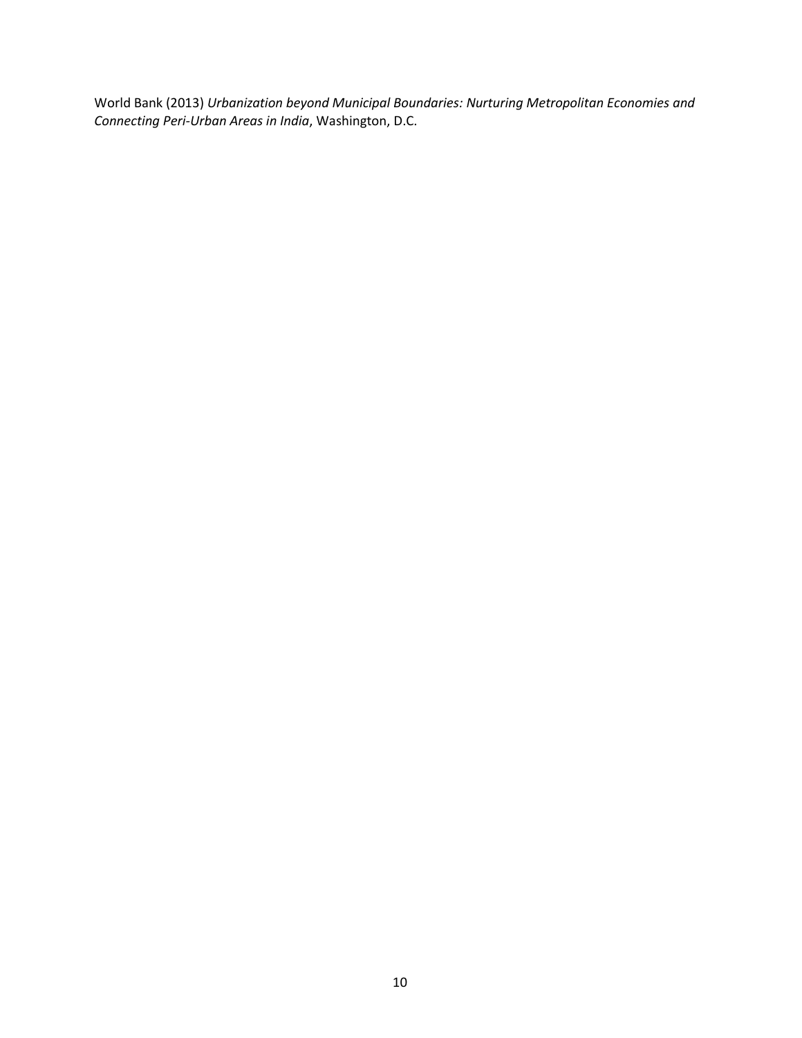World Bank (2013) *Urbanization beyond Municipal Boundaries: Nurturing Metropolitan Economies and Connecting Peri-Urban Areas in India*, Washington, D.C.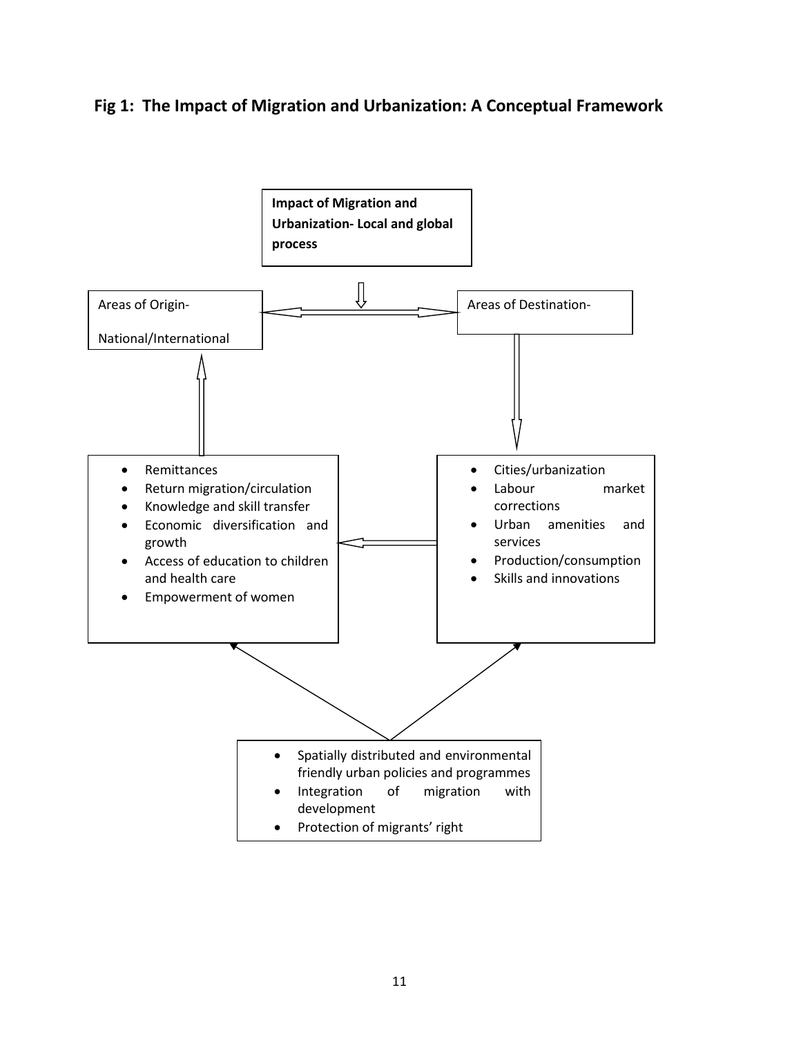## Fig 1: The Impact of Migration and Urbanization: A Conceptual Framework

**Impact of Migration and Urbanization- Local and global process**

Areas of Origin-

National/International

Areas of Destination-

- Remittances
- Return migration/circulation
- Knowledge and skill transfer
- Economic diversification and growth
- Access of education to children and health care
- Empowerment of women

- Cities/urbanization
- Labour market corrections
- Urban amenities and services
- Production/consumption
- Skills and innovations

- Spatially distributed and environmental friendly urban policies and programmes
- Integration of migration with development
- Protection of migrants' right